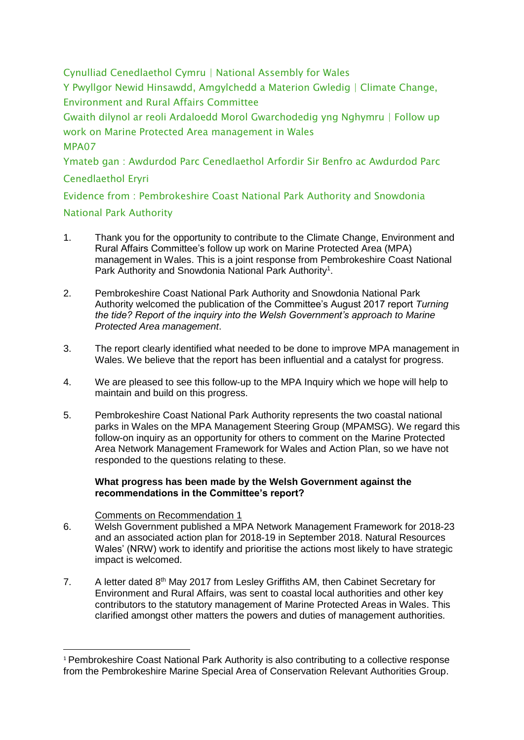Cynulliad Cenedlaethol Cymru | National Assembly for Wales

Y Pwyllgor Newid Hinsawdd, Amgylchedd a Materion Gwledig | Climate Change, Environment and Rural Affairs Committee

Gwaith dilynol ar reoli Ardaloedd Morol Gwarchodedig yng Nghymru | Follow up work on Marine Protected Area management in Wales

MPA07

Ymateb gan : Awdurdod Parc Cenedlaethol Arfordir Sir Benfro ac Awdurdod Parc Cenedlaethol Eryri

Evidence from : Pembrokeshire Coast National Park Authority and Snowdonia National Park Authority

1. Thank you for the opportunity to contribute to the Climate Change, Environment and Rural Affairs Committee's follow up work on Marine Protected Area (MPA) management in Wales. This is a joint response from Pembrokeshire Coast National Park Authority and Snowdonia National Park Authority[1].

2. Pembrokeshire Coast National Park Authority and Snowdonia National Park Authority welcomed the publication of the Committee's August 2017 report *Turning the tide? Report of the inquiry into the Welsh Government's approach to Marine Protected Area management*.

3. The report clearly identified what needed to be done to improve MPA management in Wales. We believe that the report has been influential and a catalyst for progress.

4. We are pleased to see this follow-up to the MPA Inquiry which we hope will help to maintain and build on this progress.

5. Pembrokeshire Coast National Park Authority represents the two coastal national parks in Wales on the MPA Management Steering Group (MPAMSG). We regard this follow-on inquiry as an opportunity for others to comment on the Marine Protected Area Network Management Framework for Wales and Action Plan, so we have not responded to the questions relating to these.

**What progress has been made by the Welsh Government against the recommendations in the Committee's report?**

Comments on Recommendation 1

6. Welsh Government published a MPA Network Management Framework for 2018-23 and an associated action plan for 2018-19 in September 2018. Natural Resources Wales' (NRW) work to identify and prioritise the actions most likely to have strategic impact is welcomed.

7. A letter dated 8th May 2017 from Lesley Griffiths AM, then Cabinet Secretary for Environment and Rural Affairs, was sent to coastal local authorities and other key contributors to the statutory management of Marine Protected Areas in Wales. This clarified amongst other matters the powers and duties of management authorities.

[1] Pembrokeshire Coast National Park Authority is also contributing to a collective response from the Pembrokeshire Marine Special Area of Conservation Relevant Authorities Group.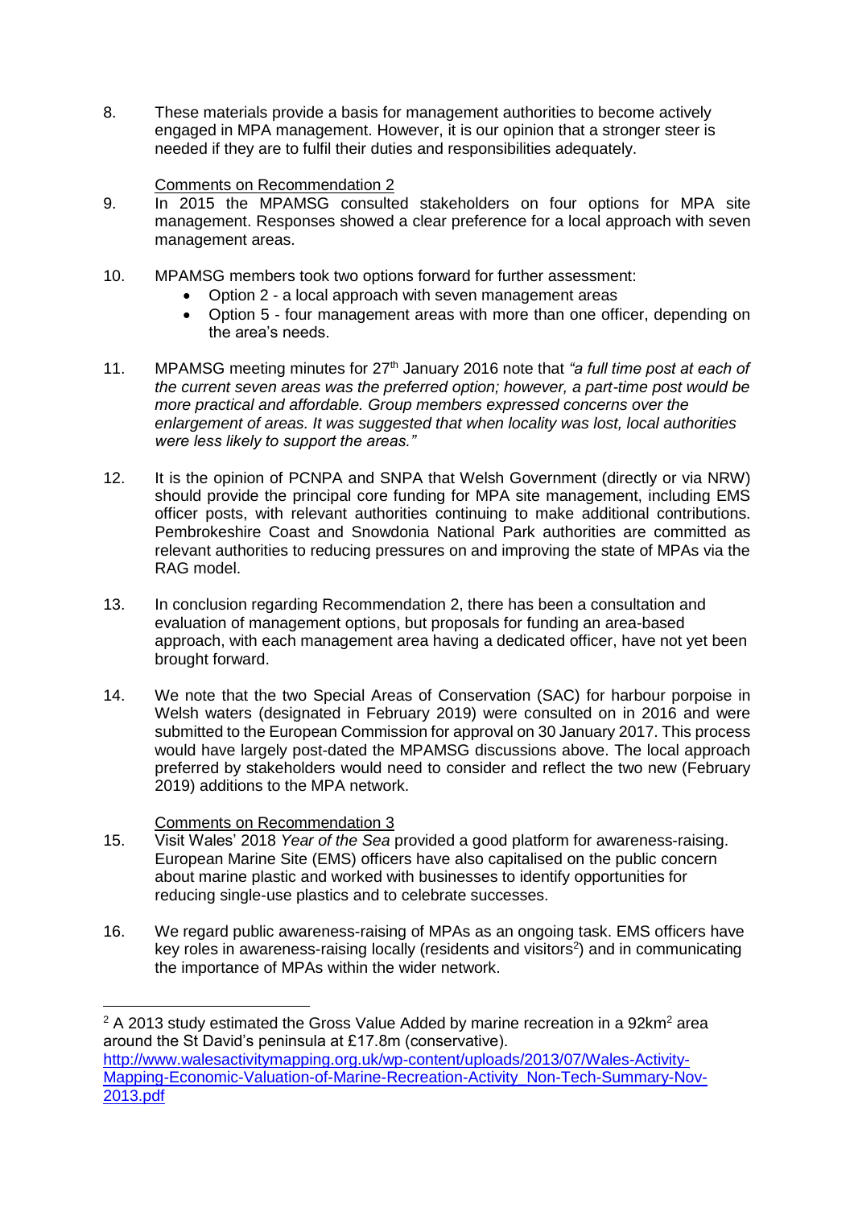8. These materials provide a basis for management authorities to become actively engaged in MPA management. However, it is our opinion that a stronger steer is needed if they are to fulfil their duties and responsibilities adequately.

Comments on Recommendation 2

9. In 2015 the MPAMSG consulted stakeholders on four options for MPA site management. Responses showed a clear preference for a local approach with seven management areas.

10. MPAMSG members took two options forward for further assessment:
    - Option 2 - a local approach with seven management areas
    - Option 5 - four management areas with more than one officer, depending on the area's needs.

11. MPAMSG meeting minutes for 27th January 2016 note that *"a full time post at each of the current seven areas was the preferred option; however, a part-time post would be more practical and affordable. Group members expressed concerns over the enlargement of areas. It was suggested that when locality was lost, local authorities were less likely to support the areas."*

12. It is the opinion of PCNPA and SNPA that Welsh Government (directly or via NRW) should provide the principal core funding for MPA site management, including EMS officer posts, with relevant authorities continuing to make additional contributions. Pembrokeshire Coast and Snowdonia National Park authorities are committed as relevant authorities to reducing pressures on and improving the state of MPAs via the RAG model.

13. In conclusion regarding Recommendation 2, there has been a consultation and evaluation of management options, but proposals for funding an area-based approach, with each management area having a dedicated officer, have not yet been brought forward.

14. We note that the two Special Areas of Conservation (SAC) for harbour porpoise in Welsh waters (designated in February 2019) were consulted on in 2016 and were submitted to the European Commission for approval on 30 January 2017. This process would have largely post-dated the MPAMSG discussions above. The local approach preferred by stakeholders would need to consider and reflect the two new (February 2019) additions to the MPA network.

Comments on Recommendation 3

15. Visit Wales' 2018 *Year of the Sea* provided a good platform for awareness-raising. European Marine Site (EMS) officers have also capitalised on the public concern about marine plastic and worked with businesses to identify opportunities for reducing single-use plastics and to celebrate successes.

16. We regard public awareness-raising of MPAs as an ongoing task. EMS officers have key roles in awareness-raising locally (residents and visitors[2]) and in communicating the importance of MPAs within the wider network.

---

[2] A 2013 study estimated the Gross Value Added by marine recreation in a 92km$^2$ area around the St David's peninsula at £17.8m (conservative). http://www.walesactivitymapping.org.uk/wp-content/uploads/2013/07/Wales-Activity-Mapping-Economic-Valuation-of-Marine-Recreation-Activity_Non-Tech-Summary-Nov-2013.pdf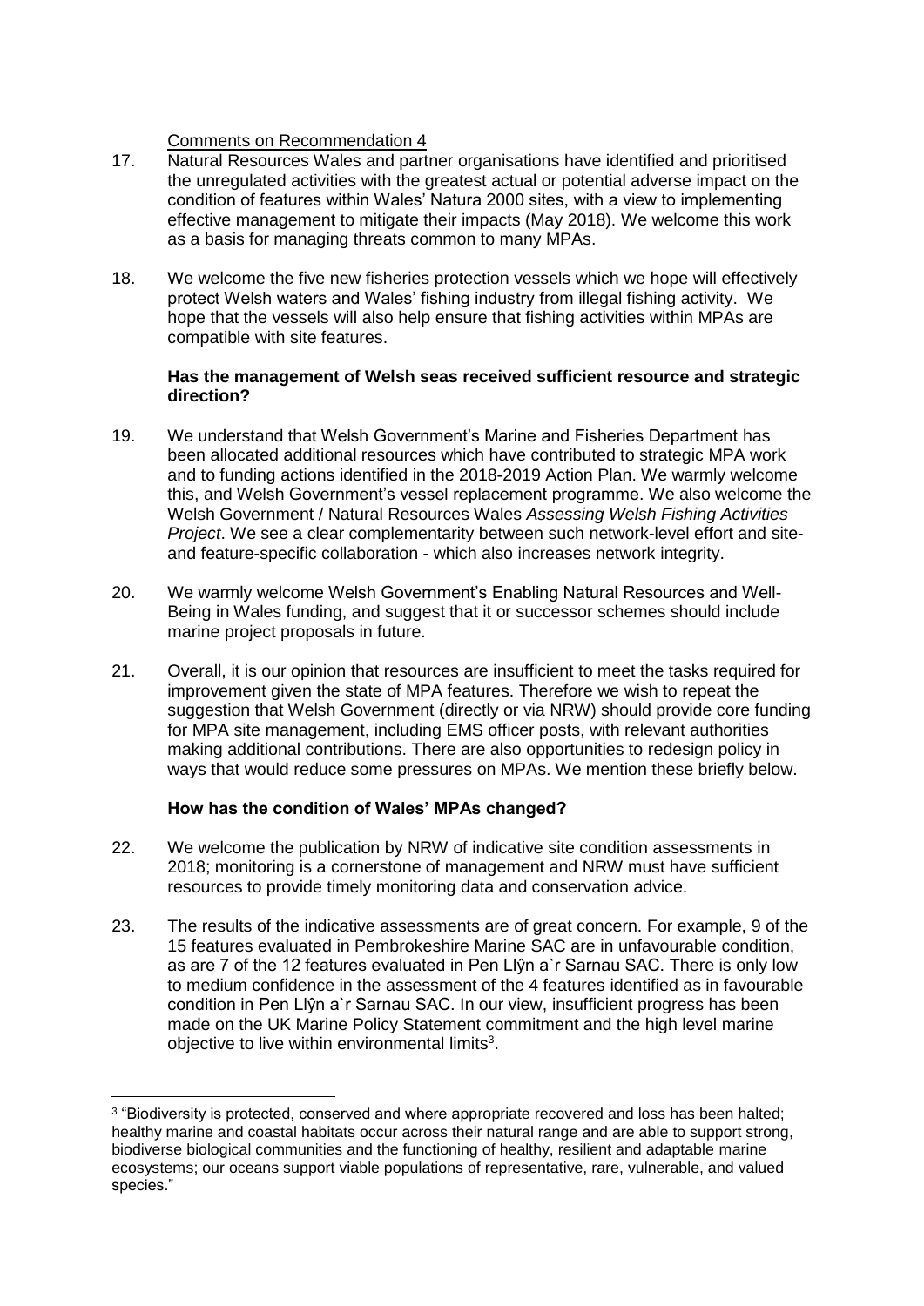Comments on Recommendation 4

17. Natural Resources Wales and partner organisations have identified and prioritised the unregulated activities with the greatest actual or potential adverse impact on the condition of features within Wales' Natura 2000 sites, with a view to implementing effective management to mitigate their impacts (May 2018). We welcome this work as a basis for managing threats common to many MPAs.

18. We welcome the five new fisheries protection vessels which we hope will effectively protect Welsh waters and Wales' fishing industry from illegal fishing activity. We hope that the vessels will also help ensure that fishing activities within MPAs are compatible with site features.

**Has the management of Welsh seas received sufficient resource and strategic direction?**

19. We understand that Welsh Government's Marine and Fisheries Department has been allocated additional resources which have contributed to strategic MPA work and to funding actions identified in the 2018-2019 Action Plan. We warmly welcome this, and Welsh Government's vessel replacement programme. We also welcome the Welsh Government / Natural Resources Wales *Assessing Welsh Fishing Activities Project*. We see a clear complementarity between such network-level effort and site- and feature-specific collaboration - which also increases network integrity.

20. We warmly welcome Welsh Government's Enabling Natural Resources and Well-Being in Wales funding, and suggest that it or successor schemes should include marine project proposals in future.

21. Overall, it is our opinion that resources are insufficient to meet the tasks required for improvement given the state of MPA features. Therefore we wish to repeat the suggestion that Welsh Government (directly or via NRW) should provide core funding for MPA site management, including EMS officer posts, with relevant authorities making additional contributions. There are also opportunities to redesign policy in ways that would reduce some pressures on MPAs. We mention these briefly below.

**How has the condition of Wales' MPAs changed?**

22. We welcome the publication by NRW of indicative site condition assessments in 2018; monitoring is a cornerstone of management and NRW must have sufficient resources to provide timely monitoring data and conservation advice.

23. The results of the indicative assessments are of great concern. For example, 9 of the 15 features evaluated in Pembrokeshire Marine SAC are in unfavourable condition, as are 7 of the 12 features evaluated in Pen Llŷn a`r Sarnau SAC. There is only low to medium confidence in the assessment of the 4 features identified as in favourable condition in Pen Llŷn a`r Sarnau SAC. In our view, insufficient progress has been made on the UK Marine Policy Statement commitment and the high level marine objective to live within environmental limits[3].

---

[3] "Biodiversity is protected, conserved and where appropriate recovered and loss has been halted; healthy marine and coastal habitats occur across their natural range and are able to support strong, biodiverse biological communities and the functioning of healthy, resilient and adaptable marine ecosystems; our oceans support viable populations of representative, rare, vulnerable, and valued species."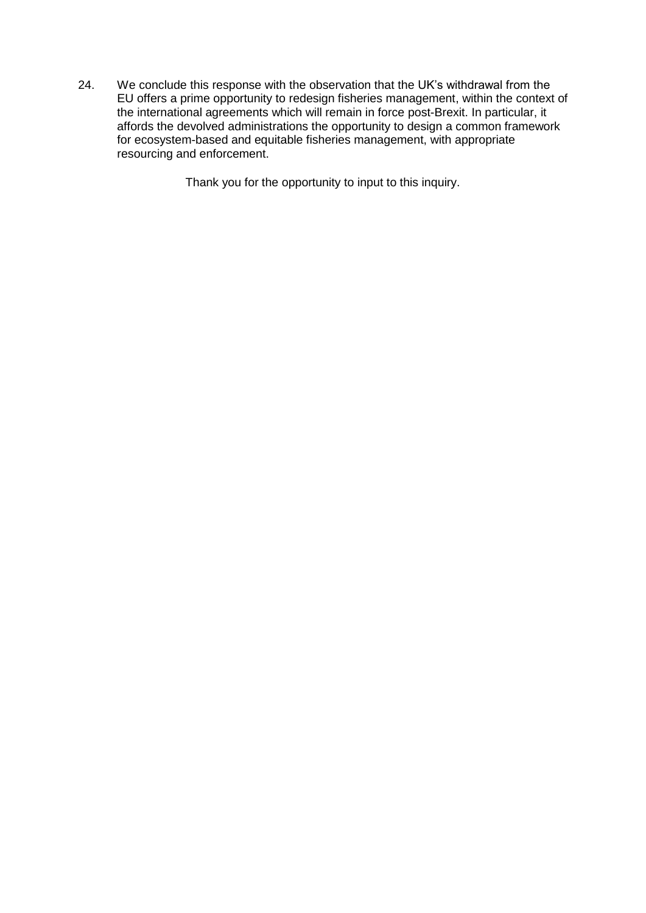24. We conclude this response with the observation that the UK's withdrawal from the EU offers a prime opportunity to redesign fisheries management, within the context of the international agreements which will remain in force post-Brexit. In particular, it affords the devolved administrations the opportunity to design a common framework for ecosystem-based and equitable fisheries management, with appropriate resourcing and enforcement.

Thank you for the opportunity to input to this inquiry.